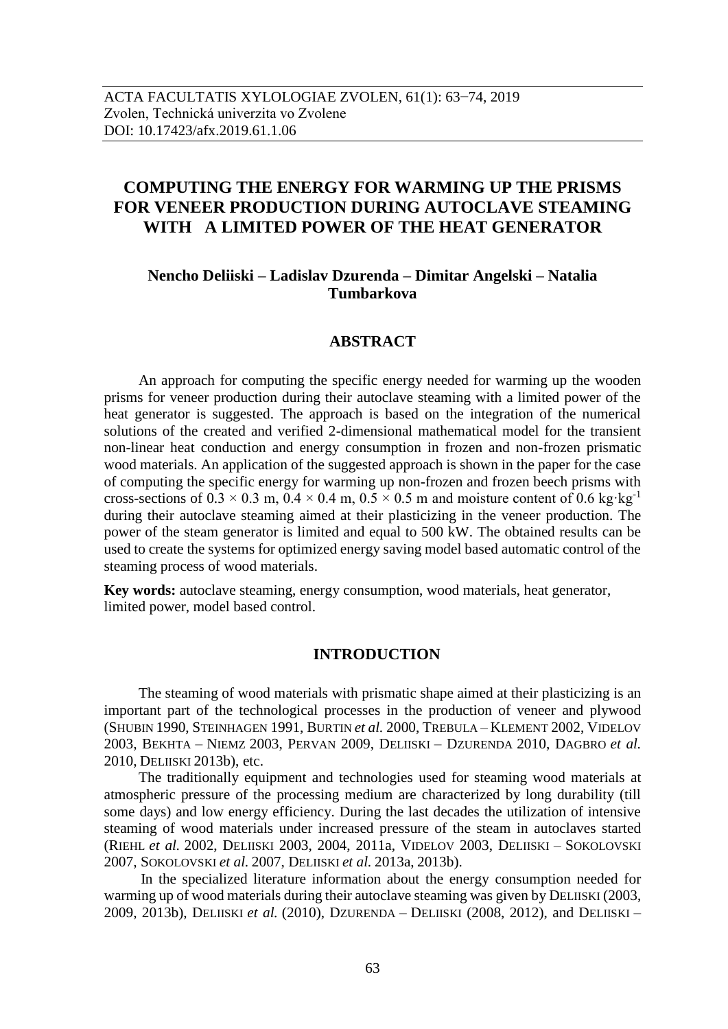ACTA FACULTATIS XYLOLOGIAE ZVOLEN, 61(1): 63−74, 2019
Zvolen, Technická univerzita vo Zvolene
DOI: 10.17423/afx.2019.61.1.06

# COMPUTING THE ENERGY FOR WARMING UP THE PRISMS FOR VENEER PRODUCTION DURING AUTOCLAVE STEAMING WITH A LIMITED POWER OF THE HEAT GENERATOR

**Nencho Deliiski – Ladislav Dzurenda – Dimitar Angelski – Natalia Tumbarkova**

## ABSTRACT

An approach for computing the specific energy needed for warming up the wooden prisms for veneer production during their autoclave steaming with a limited power of the heat generator is suggested. The approach is based on the integration of the numerical solutions of the created and verified 2-dimensional mathematical model for the transient non-linear heat conduction and energy consumption in frozen and non-frozen prismatic wood materials. An application of the suggested approach is shown in the paper for the case of computing the specific energy for warming up non-frozen and frozen beech prisms with cross-sections of $0.3 \times 0.3$ m, $0.4 \times 0.4$ m, $0.5 \times 0.5$ m and moisture content of 0.6 $kg \cdot kg^{-1}$ during their autoclave steaming aimed at their plasticizing in the veneer production. The power of the steam generator is limited and equal to 500 kW. The obtained results can be used to create the systems for optimized energy saving model based automatic control of the steaming process of wood materials.

**Key words:** autoclave steaming, energy consumption, wood materials, heat generator, limited power, model based control.

## INTRODUCTION

The steaming of wood materials with prismatic shape aimed at their plasticizing is an important part of the technological processes in the production of veneer and plywood (SHUBIN 1990, STEINHAGEN 1991, BURTIN *et al.* 2000, TREBULA – KLEMENT 2002, VIDELOV 2003, BEKHTA – NIEMZ 2003, PERVAN 2009, DELIISKI – DZURENDA 2010, DAGBRO *et al.* 2010, DELIISKI 2013b), etc.

The traditionally equipment and technologies used for steaming wood materials at atmospheric pressure of the processing medium are characterized by long durability (till some days) and low energy efficiency. During the last decades the utilization of intensive steaming of wood materials under increased pressure of the steam in autoclaves started (RIEHL *et al.* 2002, DELIISKI 2003, 2004, 2011a, VIDELOV 2003, DELIISKI – SOKOLOVSKI 2007, SOKOLOVSKI *et al.* 2007, DELIISKI *et al.* 2013a, 2013b).

In the specialized literature information about the energy consumption needed for warming up of wood materials during their autoclave steaming was given by DELIISKI (2003, 2009, 2013b), DELIISKI *et al.* (2010), DZURENDA – DELIISKI (2008, 2012), and DELIISKI –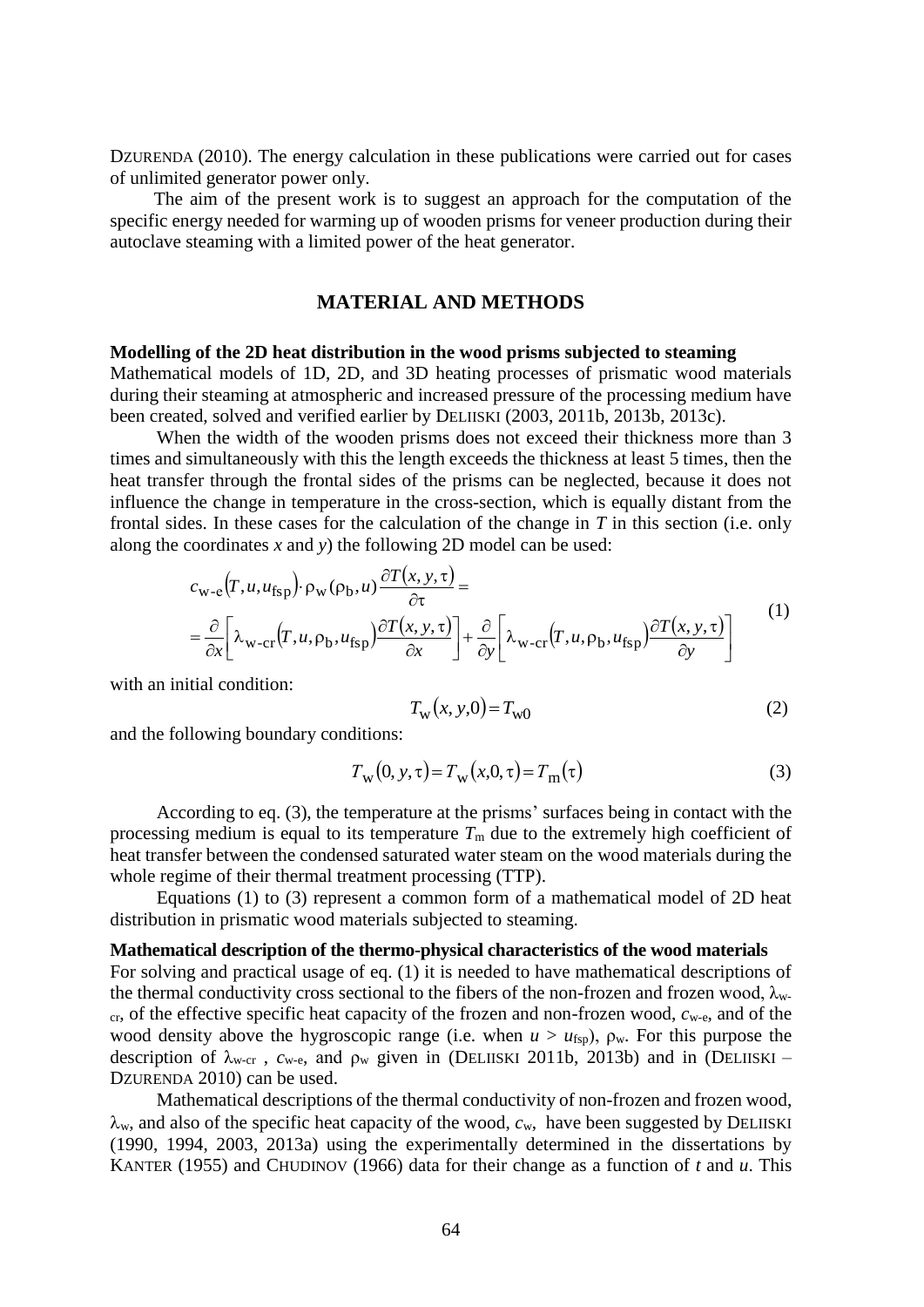DZURENDA (2010). The energy calculation in these publications were carried out for cases of unlimited generator power only.

The aim of the present work is to suggest an approach for the computation of the specific energy needed for warming up of wooden prisms for veneer production during their autoclave steaming with a limited power of the heat generator.

## MATERIAL AND METHODS

**Modelling of the 2D heat distribution in the wood prisms subjected to steaming**

Mathematical models of 1D, 2D, and 3D heating processes of prismatic wood materials during their steaming at atmospheric and increased pressure of the processing medium have been created, solved and verified earlier by DELIISKI (2003, 2011b, 2013b, 2013c).

When the width of the wooden prisms does not exceed their thickness more than 3 times and simultaneously with this the length exceeds the thickness at least 5 times, then the heat transfer through the frontal sides of the prisms can be neglected, because it does not influence the change in temperature in the cross-section, which is equally distant from the frontal sides. In these cases for the calculation of the change in $T$ in this section (i.e. only along the coordinates $x$ and $y$) the following 2D model can be used:

$$c_{\text{w-e}}\left(T,u,u_{\text{fsp}}\right)\cdot\rho_{\text{w}}(\rho_{\text{b}},u)\frac{\partial T(x,y,\tau)}{\partial\tau}=$$
$$=\frac{\partial}{\partial x}\left[\lambda_{\text{w-cr}}\left(T,u,\rho_{\text{b}},u_{\text{fsp}}\right)\frac{\partial T(x,y,\tau)}{\partial x}\right]+\frac{\partial}{\partial y}\left[\lambda_{\text{w-cr}}\left(T,u,\rho_{\text{b}},u_{\text{fsp}}\right)\frac{\partial T(x,y,\tau)}{\partial y}\right] \quad (1)$$

with an initial condition:

$$T_{\text{w}}(x,y,0)=T_{\text{w0}} \quad (2)$$

and the following boundary conditions:

$$T_{\text{w}}(0,y,\tau)=T_{\text{w}}(x,0,\tau)=T_{\text{m}}(\tau) \quad (3)$$

According to eq. (3), the temperature at the prisms' surfaces being in contact with the processing medium is equal to its temperature $T_{\text{m}}$ due to the extremely high coefficient of heat transfer between the condensed saturated water steam on the wood materials during the whole regime of their thermal treatment processing (TTP).

Equations (1) to (3) represent a common form of a mathematical model of 2D heat distribution in prismatic wood materials subjected to steaming.

**Mathematical description of the thermo-physical characteristics of the wood materials**

For solving and practical usage of eq. (1) it is needed to have mathematical descriptions of the thermal conductivity cross sectional to the fibers of the non-frozen and frozen wood, $\lambda_{\text{w-cr}}$, of the effective specific heat capacity of the frozen and non-frozen wood, $c_{\text{w-e}}$, and of the wood density above the hygroscopic range (i.e. when $u > u_{\text{fsp}}$), $\rho_{\text{w}}$. For this purpose the description of $\lambda_{\text{w-cr}}$, $c_{\text{w-e}}$, and $\rho_{\text{w}}$ given in (DELIISKI 2011b, 2013b) and in (DELIISKI – DZURENDA 2010) can be used.

Mathematical descriptions of the thermal conductivity of non-frozen and frozen wood, $\lambda_{\text{w}}$, and also of the specific heat capacity of the wood, $c_{\text{w}}$, have been suggested by DELIISKI (1990, 1994, 2003, 2013a) using the experimentally determined in the dissertations by KANTER (1955) and CHUDINOV (1966) data for their change as a function of $t$ and $u$. This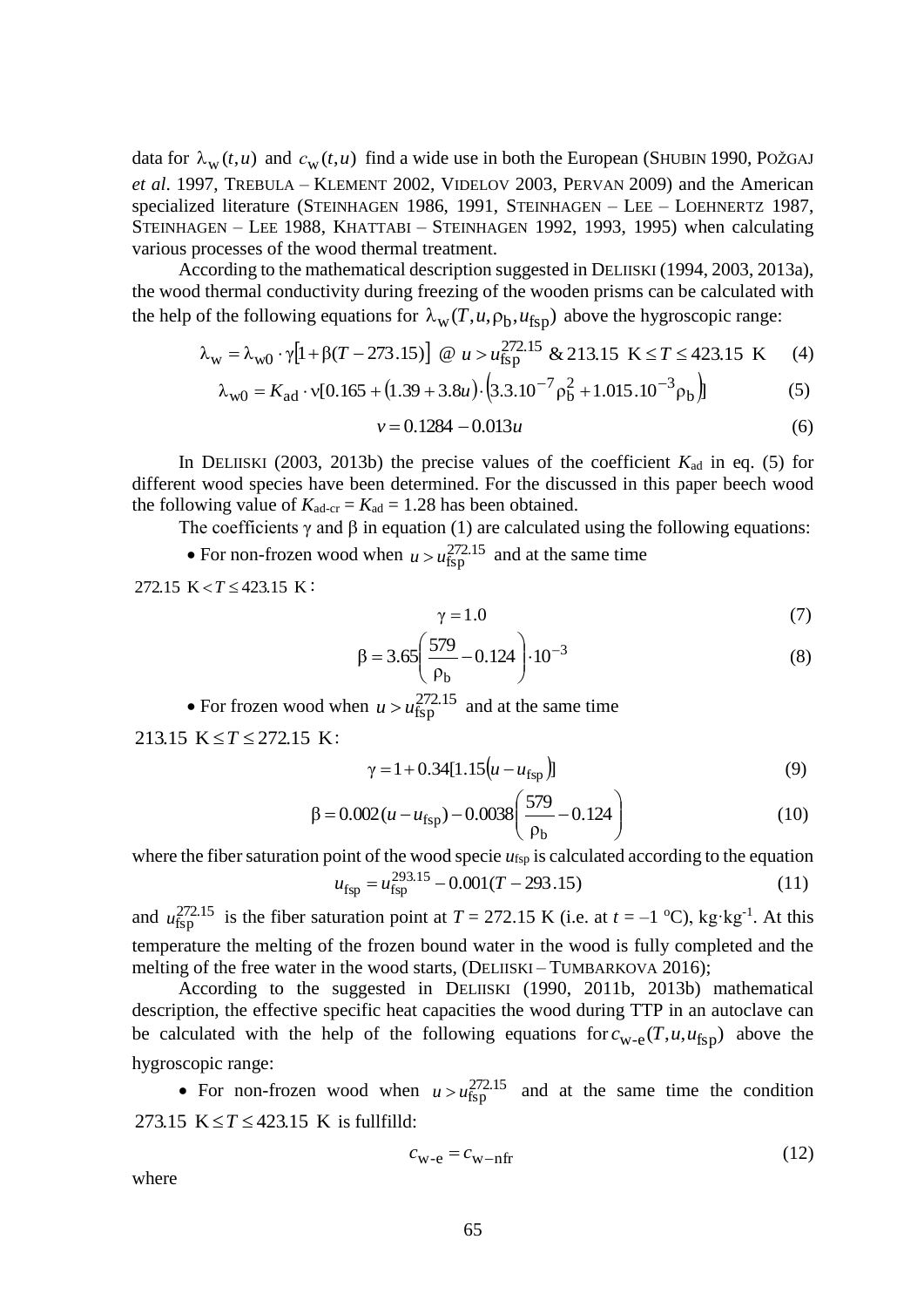data for $\lambda_{\mathrm{w}}(t,u)$ and $c_{\mathrm{w}}(t,u)$ find a wide use in both the European (SHUBIN 1990, POŽGAJ *et al*. 1997, TREBULA – KLEMENT 2002, VIDELOV 2003, PERVAN 2009) and the American specialized literature (STEINHAGEN 1986, 1991, STEINHAGEN – LEE – LOEHNERTZ 1987, STEINHAGEN – LEE 1988, KHATTABI – STEINHAGEN 1992, 1993, 1995) when calculating various processes of the wood thermal treatment.

According to the mathematical description suggested in DELIISKI (1994, 2003, 2013a), the wood thermal conductivity during freezing of the wooden prisms can be calculated with the help of the following equations for $\lambda_{\mathrm{w}}(T,u,\rho_{\mathrm{b}},u_{\mathrm{fsp}})$ above the hygroscopic range:

$$\lambda_{\mathrm{w}} = \lambda_{\mathrm{w0}} \cdot \gamma\left[1+\beta(T-273.15)\right] \ @ \ u > u_{\mathrm{fsp}}^{272.15} \ \& \ 213.15 \ \mathrm{K} \leq T \leq 423.15 \ \mathrm{K} \quad (4)$$

$$\lambda_{\mathrm{w0}} = K_{\mathrm{ad}} \cdot \nu[0.165 + (1.39+3.8u)\cdot\left(3.3.10^{-7}\rho_{\mathrm{b}}^{2} + 1.015.10^{-3}\rho_{\mathrm{b}}\right)] \quad (5)$$

$$v = 0.1284 - 0.013u \quad (6)$$

In DELIISKI (2003, 2013b) the precise values of the coefficient $K_{\mathrm{ad}}$ in eq. (5) for different wood species have been determined. For the discussed in this paper beech wood the following value of $K_{\mathrm{ad\text{-}cr}} = K_{\mathrm{ad}} = 1.28$ has been obtained.

The coefficients $\gamma$ and $\beta$ in equation (1) are calculated using the following equations:

- For non-frozen wood when $u > u_{\mathrm{fsp}}^{272.15}$ and at the same time $272.15 \ \mathrm{K} < T \leq 423.15 \ \mathrm{K}$:

$$\gamma = 1.0 \quad (7)$$

$$\beta = 3.65\left(\frac{579}{\rho_{\mathrm{b}}} - 0.124\right)\cdot 10^{-3} \quad (8)$$

- For frozen wood when $u > u_{\mathrm{fsp}}^{272.15}$ and at the same time $213.15 \ \mathrm{K} \leq T \leq 272.15 \ \mathrm{K}$:

$$\gamma = 1 + 0.34[1.15(u - u_{\mathrm{fsp}})] \quad (9)$$

$$\beta = 0.002(u - u_{\mathrm{fsp}}) - 0.0038\left(\frac{579}{\rho_{\mathrm{b}}} - 0.124\right) \quad (10)$$

where the fiber saturation point of the wood specie $u_{\mathrm{fsp}}$ is calculated according to the equation

$$u_{\mathrm{fsp}} = u_{\mathrm{fsp}}^{293.15} - 0.001(T - 293.15) \quad (11)$$

and $u_{\mathrm{fsp}}^{272.15}$ is the fiber saturation point at $T = 272.15$ K (i.e. at $t = -1$ °C), kg·kg$^{-1}$. At this temperature the melting of the frozen bound water in the wood is fully completed and the melting of the free water in the wood starts, (DELIISKI – TUMBARKOVA 2016);

According to the suggested in DELIISKI (1990, 2011b, 2013b) mathematical description, the effective specific heat capacities the wood during TTP in an autoclave can be calculated with the help of the following equations for $c_{\mathrm{w\text{-}e}}(T,u,u_{\mathrm{fsp}})$ above the hygroscopic range:

- For non-frozen wood when $u > u_{\mathrm{fsp}}^{272.15}$ and at the same time the condition $273.15 \ \mathrm{K} \leq T \leq 423.15 \ \mathrm{K}$ is fullfilld:

$$c_{\mathrm{w\text{-}e}} = c_{\mathrm{w-nfr}} \quad (12)$$

where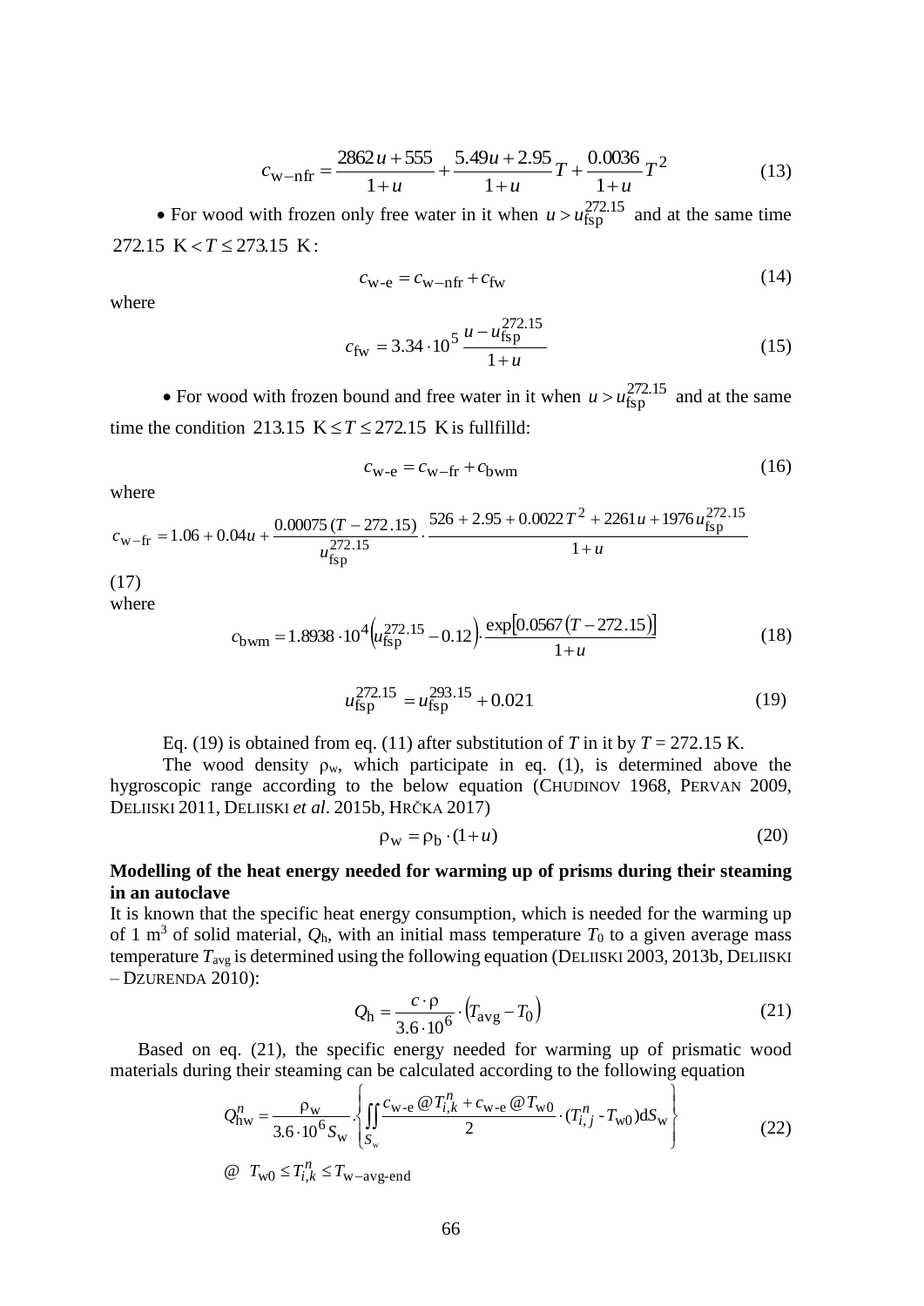$$c_{\text{w-nfr}} = \frac{2862\,u + 555}{1+u} + \frac{5.49u + 2.95}{1+u}T + \frac{0.0036}{1+u}T^2 \tag{13}$$

- For wood with frozen only free water in it when $u > u_{\text{fsp}}^{272.15}$ and at the same time $272.15\ \text{K} < T \leq 273.15\ \text{K}$:

$$c_{\text{w-e}} = c_{\text{w-nfr}} + c_{\text{fw}} \tag{14}$$

where

$$c_{\text{fw}} = 3.34 \cdot 10^5 \frac{u - u_{\text{fsp}}^{272.15}}{1+u} \tag{15}$$

- For wood with frozen bound and free water in it when $u > u_{\text{fsp}}^{272.15}$ and at the same time the condition $213.15\ \text{K} \leq T \leq 272.15\ \text{K}$ is fullfilld:

$$c_{\text{w-e}} = c_{\text{w-fr}} + c_{\text{bwm}} \tag{16}$$

where

$$c_{\text{w-fr}} = 1.06 + 0.04u + \frac{0.00075\,(T - 272.15)}{u_{\text{fsp}}^{272.15}} \cdot \frac{526 + 2.95 + 0.0022\,T^2 + 2261u + 1976\,u_{\text{fsp}}^{272.15}}{1+u}$$

(17)

where

$$c_{\text{bwm}} = 1.8938 \cdot 10^4 \left(u_{\text{fsp}}^{272.15} - 0.12\right) \cdot \frac{\exp\left[0.0567\,(T - 272.15)\right]}{1+u} \tag{18}$$

$$u_{\text{fsp}}^{272.15} = u_{\text{fsp}}^{293.15} + 0.021 \tag{19}$$

Eq. (19) is obtained from eq. (11) after substitution of $T$ in it by $T = 272.15$ K.

The wood density $\rho_w$, which participate in eq. (1), is determined above the hygroscopic range according to the below equation (CHUDINOV 1968, PERVAN 2009, DELIISKI 2011, DELIISKI *et al*. 2015b, HRČKA 2017)

$$\rho_w = \rho_b \cdot (1+u) \tag{20}$$

**Modelling of the heat energy needed for warming up of prisms during their steaming in an autoclave**

It is known that the specific heat energy consumption, which is needed for the warming up of 1 m$^3$ of solid material, $Q_h$, with an initial mass temperature $T_0$ to a given average mass temperature $T_{avg}$ is determined using the following equation (DELIISKI 2003, 2013b, DELIISKI – DZURENDA 2010):

$$Q_h = \frac{c \cdot \rho}{3.6 \cdot 10^6} \cdot \left(T_{avg} - T_0\right) \tag{21}$$

Based on eq. (21), the specific energy needed for warming up of prismatic wood materials during their steaming can be calculated according to the following equation

$$Q_{\text{hw}}^n = \frac{\rho_w}{3.6 \cdot 10^6 S_w} \cdot \left\{ \iint_{S_w} \frac{c_{\text{w-e}}\, @T_{i,k}^n + c_{\text{w-e}}\, @T_{\text{w0}}}{2} \cdot (T_{i,j}^n - T_{\text{w0}})\text{d}S_w \right\} \tag{22}$$

$$@\ \ T_{\text{w0}} \leq T_{i,k}^n \leq T_{\text{w-avg-end}}$$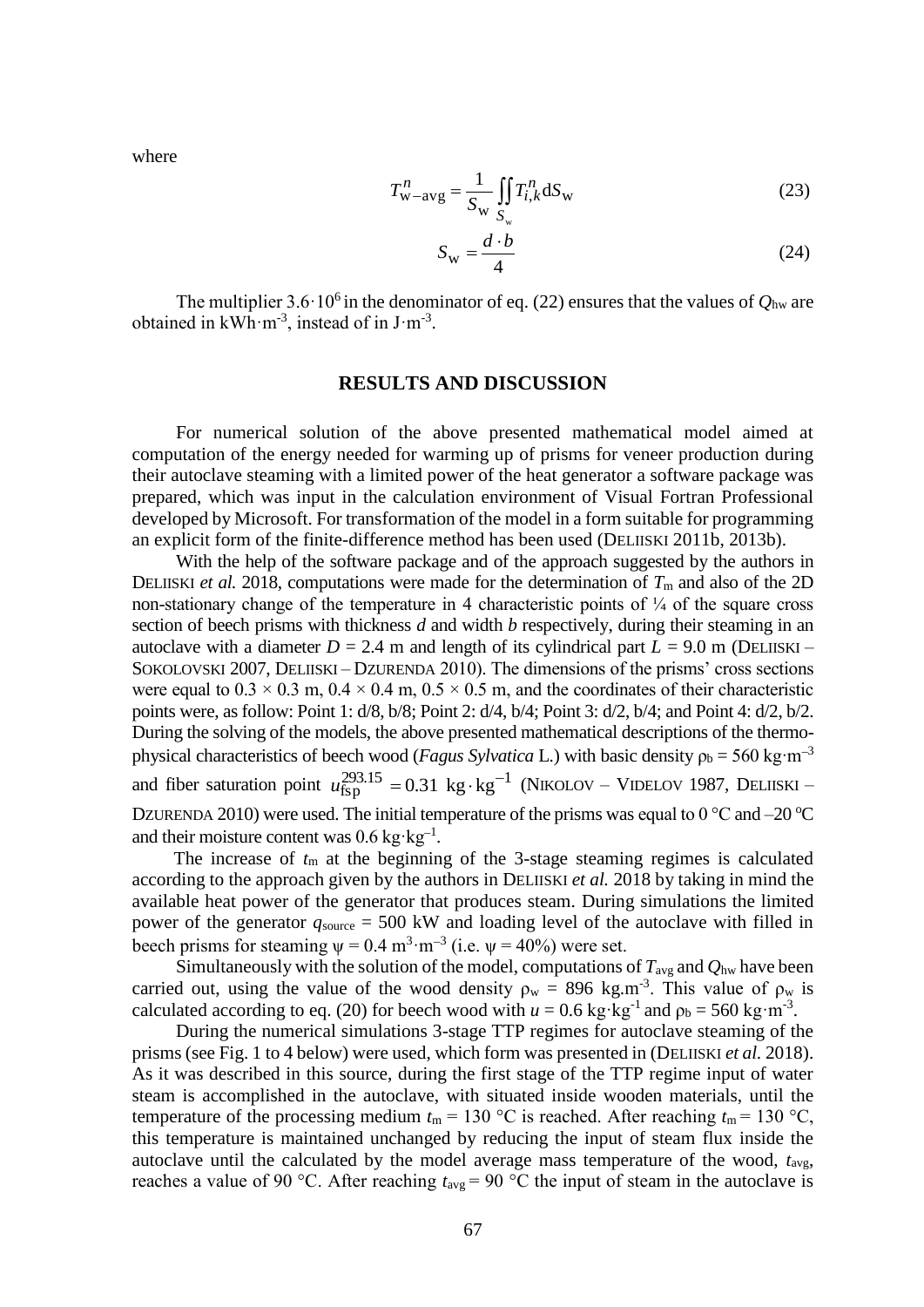where

$$T_{\mathrm{w-avg}}^{n} = \frac{1}{S_{\mathrm{w}}} \iint\limits_{S_{\mathrm{w}}} T_{i,k}^{n} \mathrm{d}S_{\mathrm{w}} \tag{23}$$

$$S_{\mathrm{w}} = \frac{d \cdot b}{4} \tag{24}$$

The multiplier $3.6 \cdot 10^6$ in the denominator of eq. (22) ensures that the values of $Q_{\mathrm{hw}}$ are obtained in $\mathrm{kWh \cdot m^{-3}}$, instead of in $\mathrm{J \cdot m^{-3}}$.

## RESULTS AND DISCUSSION

For numerical solution of the above presented mathematical model aimed at computation of the energy needed for warming up of prisms for veneer production during their autoclave steaming with a limited power of the heat generator a software package was prepared, which was input in the calculation environment of Visual Fortran Professional developed by Microsoft. For transformation of the model in a form suitable for programming an explicit form of the finite-difference method has been used (DELIISKI 2011b, 2013b).

With the help of the software package and of the approach suggested by the authors in DELIISKI *et al.* 2018, computations were made for the determination of $T_{\mathrm{m}}$ and also of the 2D non-stationary change of the temperature in 4 characteristic points of ¼ of the square cross section of beech prisms with thickness *d* and width *b* respectively, during their steaming in an autoclave with a diameter $D$ = 2.4 m and length of its cylindrical part $L$ = 9.0 m (DELIISKI – SOKOLOVSKI 2007, DELIISKI – DZURENDA 2010). The dimensions of the prisms' cross sections were equal to 0.3 × 0.3 m, 0.4 × 0.4 m, 0.5 × 0.5 m, and the coordinates of their characteristic points were, as follow: Point 1: d/8, b/8; Point 2: d/4, b/4; Point 3: d/2, b/4; and Point 4: d/2, b/2. During the solving of the models, the above presented mathematical descriptions of the thermo-physical characteristics of beech wood (*Fagus Sylvatica* L.) with basic density $\rho_{\mathrm{b}} = 560\ \mathrm{kg \cdot m^{-3}}$ and fiber saturation point $u_{\mathrm{fsp}}^{293.15} = 0.31\ \mathrm{kg \cdot kg^{-1}}$ (NIKOLOV – VIDELOV 1987, DELIISKI – DZURENDA 2010) were used. The initial temperature of the prisms was equal to 0 °C and –20 °C and their moisture content was $0.6\ \mathrm{kg \cdot kg^{-1}}$.

The increase of $t_{\mathrm{m}}$ at the beginning of the 3-stage steaming regimes is calculated according to the approach given by the authors in DELIISKI *et al.* 2018 by taking in mind the available heat power of the generator that produces steam. During simulations the limited power of the generator $q_{\mathrm{source}}$ = 500 kW and loading level of the autoclave with filled in beech prisms for steaming $\psi = 0.4\ \mathrm{m^3 \cdot m^{-3}}$ (i.e. $\psi$ = 40%) were set.

Simultaneously with the solution of the model, computations of $T_{\mathrm{avg}}$ and $Q_{\mathrm{hw}}$ have been carried out, using the value of the wood density $\rho_{\mathrm{w}} = 896\ \mathrm{kg.m^{-3}}$. This value of $\rho_{\mathrm{w}}$ is calculated according to eq. (20) for beech wood with $u = 0.6\ \mathrm{kg \cdot kg^{-1}}$ and $\rho_{\mathrm{b}} = 560\ \mathrm{kg \cdot m^{-3}}$.

During the numerical simulations 3-stage TTP regimes for autoclave steaming of the prisms (see Fig. 1 to 4 below) were used, which form was presented in (DELIISKI *et al.* 2018). As it was described in this source, during the first stage of the TTP regime input of water steam is accomplished in the autoclave, with situated inside wooden materials, until the temperature of the processing medium $t_{\mathrm{m}}$ = 130 °C is reached. After reaching $t_{\mathrm{m}}$ = 130 °C, this temperature is maintained unchanged by reducing the input of steam flux inside the autoclave until the calculated by the model average mass temperature of the wood, $t_{\mathrm{avg}}$, reaches a value of 90 °C. After reaching $t_{\mathrm{avg}}$ = 90 °C the input of steam in the autoclave is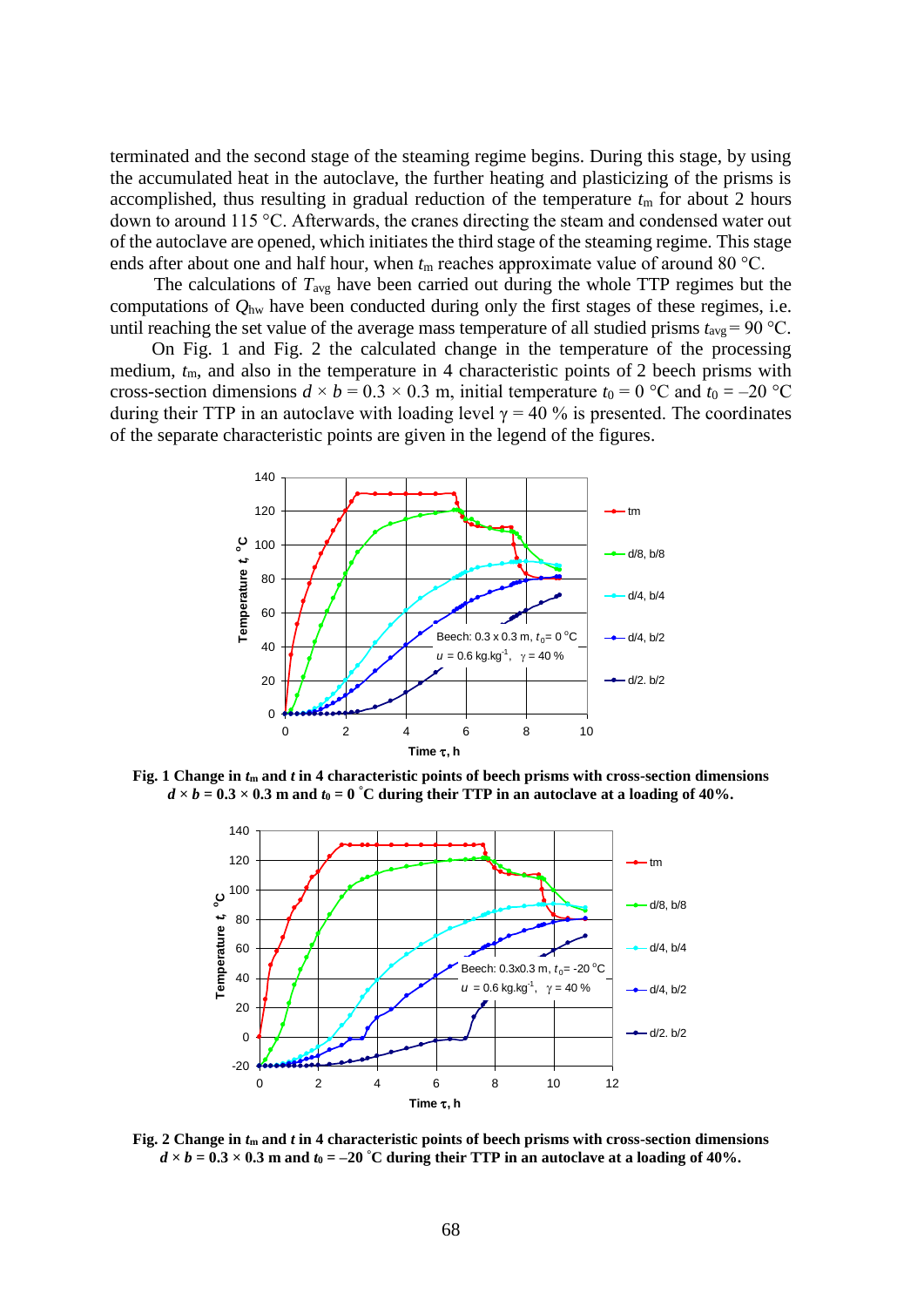terminated and the second stage of the steaming regime begins. During this stage, by using the accumulated heat in the autoclave, the further heating and plasticizing of the prisms is accomplished, thus resulting in gradual reduction of the temperature $t_m$ for about 2 hours down to around 115 °C. Afterwards, the cranes directing the steam and condensed water out of the autoclave are opened, which initiates the third stage of the steaming regime. This stage ends after about one and half hour, when $t_m$ reaches approximate value of around 80 °C.

The calculations of $T_{avg}$ have been carried out during the whole TTP regimes but the computations of $Q_{hw}$ have been conducted during only the first stages of these regimes, i.e. until reaching the set value of the average mass temperature of all studied prisms $t_{avg} = 90$ °C.

On Fig. 1 and Fig. 2 the calculated change in the temperature of the processing medium, $t_m$, and also in the temperature in 4 characteristic points of 2 beech prisms with cross-section dimensions $d \times b = 0.3 \times 0.3$ m, initial temperature $t_0 = 0$ °C and $t_0 = -20$ °C during their TTP in an autoclave with loading level $\gamma = 40$ % is presented. The coordinates of the separate characteristic points are given in the legend of the figures.

**Fig. 1 Change in $t_m$ and $t$ in 4 characteristic points of beech prisms with cross-section dimensions $d \times b = 0.3 \times 0.3$ m and $t_0 = 0$ °C during their TTP in an autoclave at a loading of 40%.**

**Fig. 2 Change in $t_m$ and $t$ in 4 characteristic points of beech prisms with cross-section dimensions $d \times b = 0.3 \times 0.3$ m and $t_0 = -20$ °C during their TTP in an autoclave at a loading of 40%.**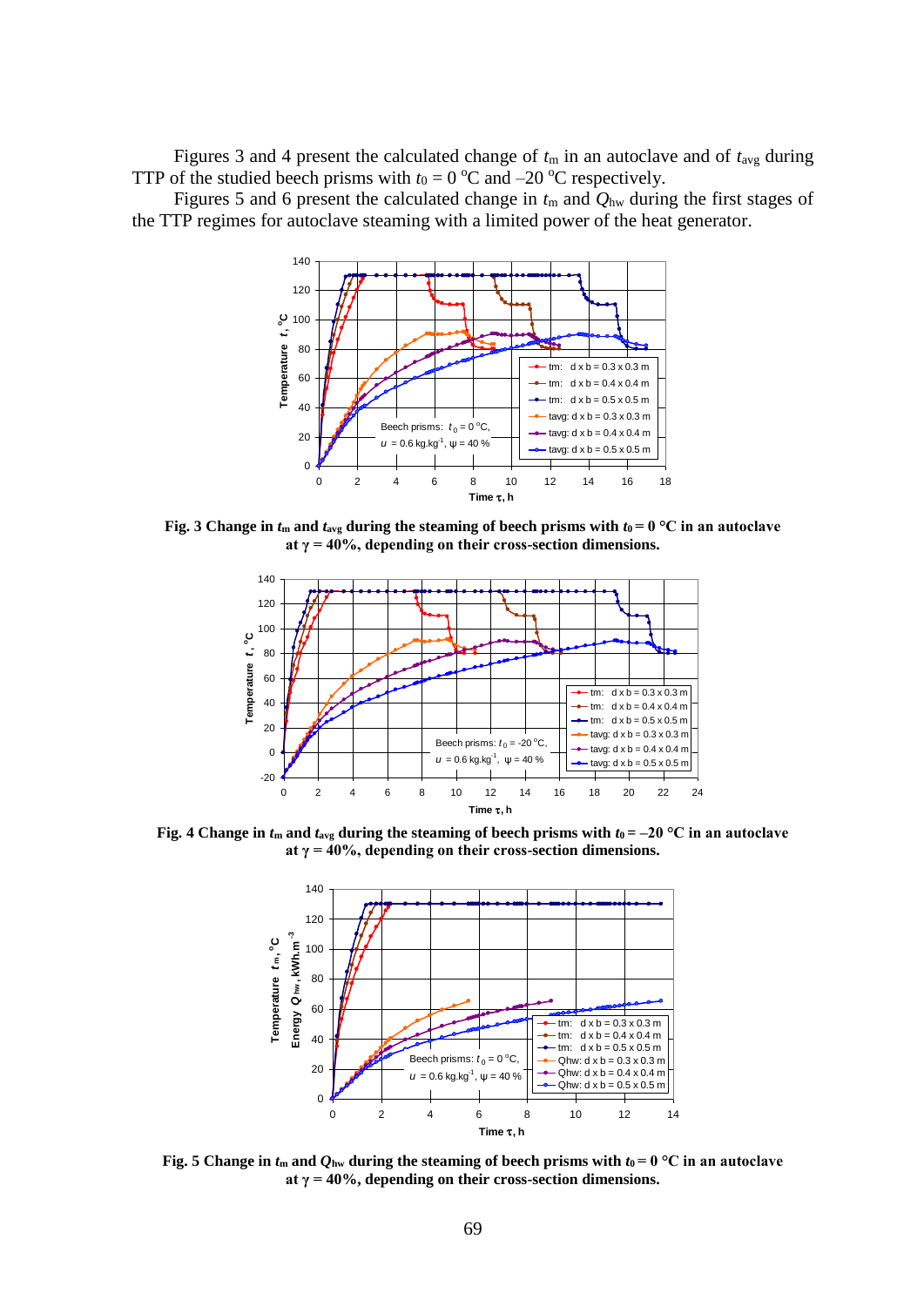Figures 3 and 4 present the calculated change of $t_m$ in an autoclave and of $t_{avg}$ during TTP of the studied beech prisms with $t_0 = 0$ °C and –20 °C respectively.

Figures 5 and 6 present the calculated change in $t_m$ and $Q_{hw}$ during the first stages of the TTP regimes for autoclave steaming with a limited power of the heat generator.

**Fig. 3 Change in $t_m$ and $t_{avg}$ during the steaming of beech prisms with $t_0 = 0$ °C in an autoclave at $\gamma = 40\%$, depending on their cross-section dimensions.**

**Fig. 4 Change in $t_m$ and $t_{avg}$ during the steaming of beech prisms with $t_0 = –20$ °C in an autoclave at $\gamma = 40\%$, depending on their cross-section dimensions.**

**Fig. 5 Change in $t_m$ and $Q_{hw}$ during the steaming of beech prisms with $t_0 = 0$ °C in an autoclave at $\gamma = 40\%$, depending on their cross-section dimensions.**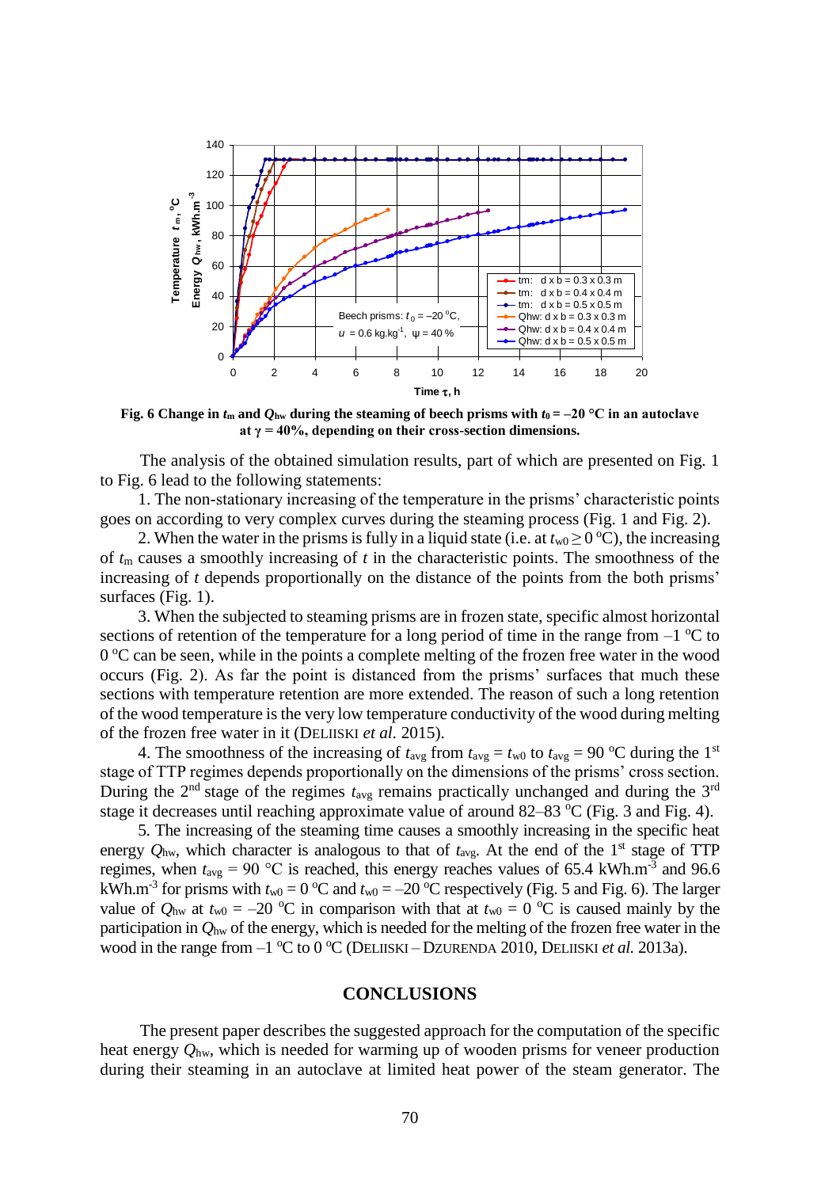**Fig. 6 Change in $t_m$ and $Q_{hw}$ during the steaming of beech prisms with $t_0 = -20$ °C in an autoclave at $\gamma = 40\%$, depending on their cross-section dimensions.**

The analysis of the obtained simulation results, part of which are presented on Fig. 1 to Fig. 6 lead to the following statements:

1. The non-stationary increasing of the temperature in the prisms' characteristic points goes on according to very complex curves during the steaming process (Fig. 1 and Fig. 2).

2. When the water in the prisms is fully in a liquid state (i.e. at $t_{w0} \geq 0$ °C), the increasing of $t_m$ causes a smoothly increasing of $t$ in the characteristic points. The smoothness of the increasing of $t$ depends proportionally on the distance of the points from the both prisms' surfaces (Fig. 1).

3. When the subjected to steaming prisms are in frozen state, specific almost horizontal sections of retention of the temperature for a long period of time in the range from –1 °C to 0 °C can be seen, while in the points a complete melting of the frozen free water in the wood occurs (Fig. 2). As far the point is distanced from the prisms' surfaces that much these sections with temperature retention are more extended. The reason of such a long retention of the wood temperature is the very low temperature conductivity of the wood during melting of the frozen free water in it (Deliiski *et al.* 2015).

4. The smoothness of the increasing of $t_{avg}$ from $t_{avg} = t_{w0}$ to $t_{avg} = 90$ °C during the 1st stage of TTP regimes depends proportionally on the dimensions of the prisms' cross section. During the 2nd stage of the regimes $t_{avg}$ remains practically unchanged and during the 3rd stage it decreases until reaching approximate value of around 82–83 °C (Fig. 3 and Fig. 4).

5. The increasing of the steaming time causes a smoothly increasing in the specific heat energy $Q_{hw}$, which character is analogous to that of $t_{avg}$. At the end of the 1st stage of TTP regimes, when $t_{avg} = 90$ °C is reached, this energy reaches values of 65.4 kWh.m$^{-3}$ and 96.6 kWh.m$^{-3}$ for prisms with $t_{w0} = 0$ °C and $t_{w0} = -20$ °C respectively (Fig. 5 and Fig. 6). The larger value of $Q_{hw}$ at $t_{w0} = -20$ °C in comparison with that at $t_{w0} = 0$ °C is caused mainly by the participation in $Q_{hw}$ of the energy, which is needed for the melting of the frozen free water in the wood in the range from –1 °C to 0 °C (Deliiski – Dzurenda 2010, Deliiski *et al.* 2013a).

## CONCLUSIONS

The present paper describes the suggested approach for the computation of the specific heat energy $Q_{hw}$, which is needed for warming up of wooden prisms for veneer production during their steaming in an autoclave at limited heat power of the steam generator. The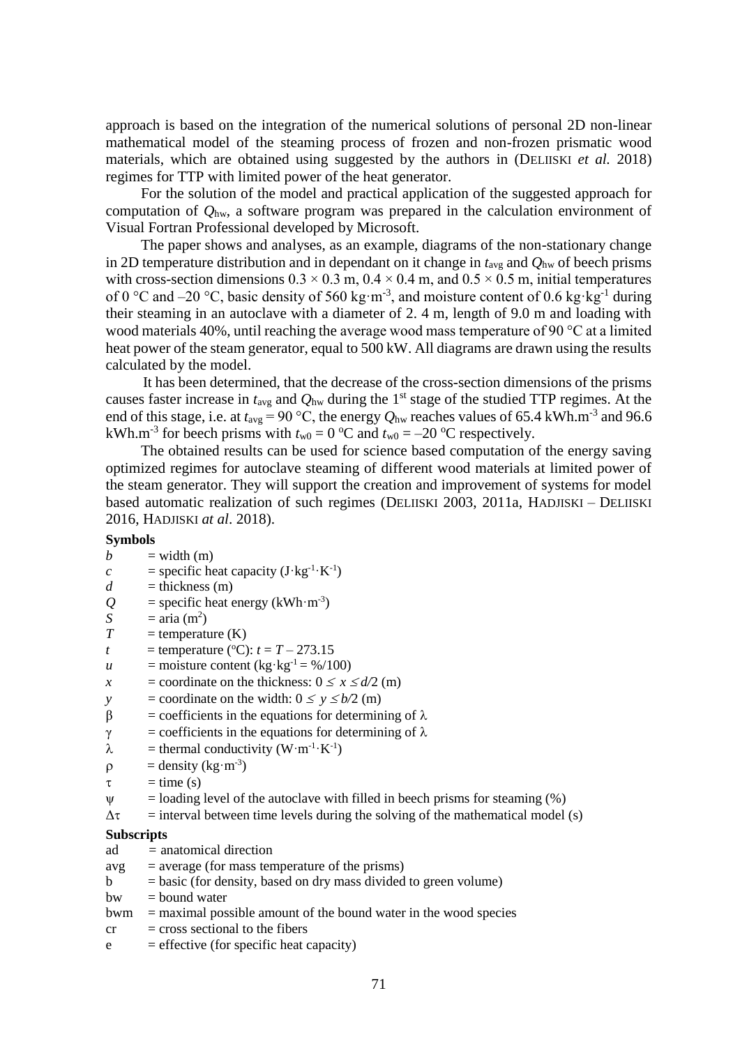approach is based on the integration of the numerical solutions of personal 2D non-linear mathematical model of the steaming process of frozen and non-frozen prismatic wood materials, which are obtained using suggested by the authors in (DELIISKI *et al.* 2018) regimes for TTP with limited power of the heat generator.

For the solution of the model and practical application of the suggested approach for computation of $Q_{hw}$, a software program was prepared in the calculation environment of Visual Fortran Professional developed by Microsoft.

The paper shows and analyses, as an example, diagrams of the non-stationary change in 2D temperature distribution and in dependant on it change in $t_{avg}$ and $Q_{hw}$ of beech prisms with cross-section dimensions $0.3 \times 0.3$ m, $0.4 \times 0.4$ m, and $0.5 \times 0.5$ m, initial temperatures of 0 °C and –20 °C, basic density of 560 kg·m$^{-3}$, and moisture content of 0.6 kg·kg$^{-1}$ during their steaming in an autoclave with a diameter of 2. 4 m, length of 9.0 m and loading with wood materials 40%, until reaching the average wood mass temperature of 90 °C at a limited heat power of the steam generator, equal to 500 kW. All diagrams are drawn using the results calculated by the model.

It has been determined, that the decrease of the cross-section dimensions of the prisms causes faster increase in $t_{avg}$ and $Q_{hw}$ during the 1st stage of the studied TTP regimes. At the end of this stage, i.e. at $t_{avg} = 90$ °C, the energy $Q_{hw}$ reaches values of 65.4 kWh.m$^{-3}$ and 96.6 kWh.m$^{-3}$ for beech prisms with $t_{w0} = 0$ °C and $t_{w0} = -20$ °C respectively.

The obtained results can be used for science based computation of the energy saving optimized regimes for autoclave steaming of different wood materials at limited power of the steam generator. They will support the creation and improvement of systems for model based automatic realization of such regimes (DELIISKI 2003, 2011a, HADJISKI – DELIISKI 2016, HADJISKI *at al*. 2018).

**Symbols**

$b$ = width (m)
$c$ = specific heat capacity (J·kg$^{-1}$·K$^{-1}$)
$d$ = thickness (m)
$Q$ = specific heat energy (kWh·m$^{-3}$)
$S$ = aria (m$^2$)
$T$ = temperature (K)
$t$ = temperature (°C): $t = T - 273.15$
$u$ = moisture content (kg·kg$^{-1}$ = %/100)
$x$ = coordinate on the thickness: $0 \leq x \leq d/2$ (m)
$y$ = coordinate on the width: $0 \leq y \leq b/2$ (m)
$\beta$ = coefficients in the equations for determining of $\lambda$
$\gamma$ = coefficients in the equations for determining of $\lambda$
$\lambda$ = thermal conductivity (W·m$^{-1}$·K$^{-1}$)
$\rho$ = density (kg·m$^{-3}$)
$\tau$ = time (s)
$\psi$ = loading level of the autoclave with filled in beech prisms for steaming (%)
$\Delta\tau$ = interval between time levels during the solving of the mathematical model (s)

**Subscripts**

ad = anatomical direction
avg = average (for mass temperature of the prisms)
b = basic (for density, based on dry mass divided to green volume)
bw = bound water
bwm = maximal possible amount of the bound water in the wood species
cr = cross sectional to the fibers
e = effective (for specific heat capacity)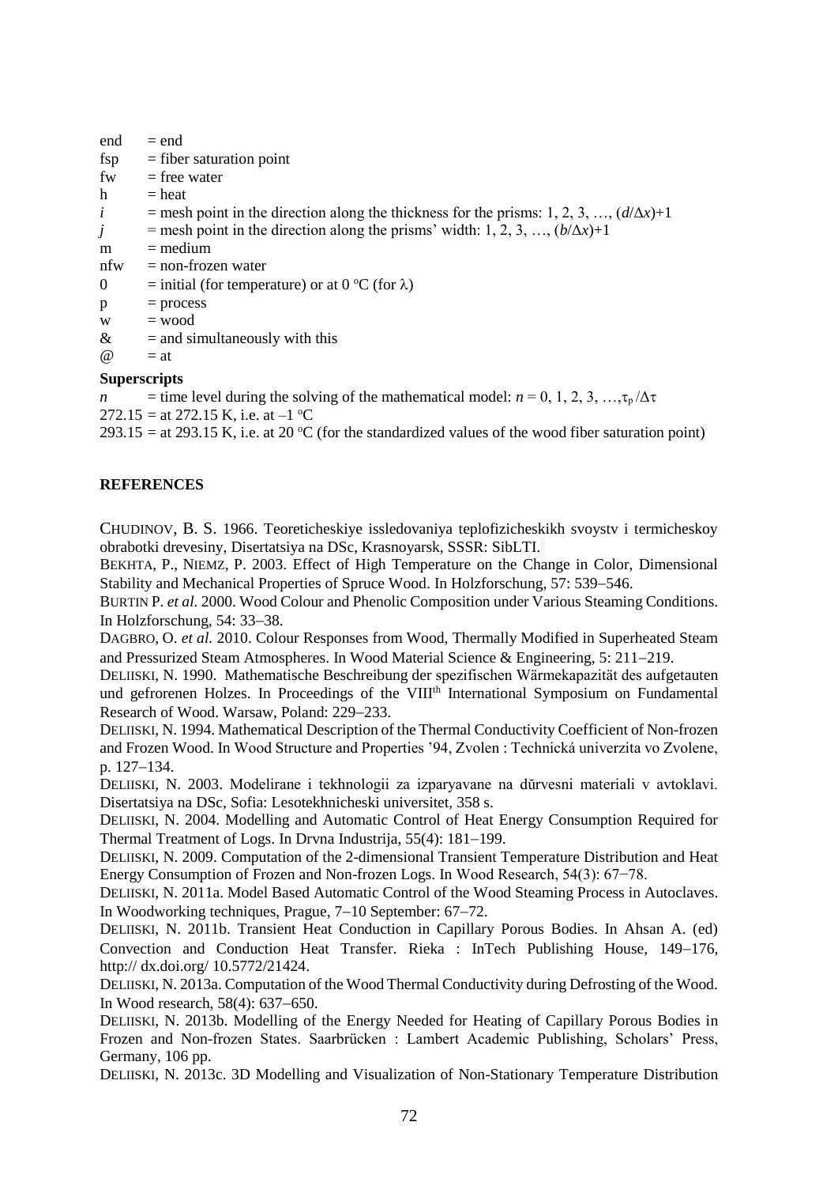end = end
fsp = fiber saturation point
fw = free water
h = heat
$i$ = mesh point in the direction along the thickness for the prisms: 1, 2, 3, …, $(d/\Delta x)+1$
$j$ = mesh point in the direction along the prisms' width: 1, 2, 3, …, $(b/\Delta x)+1$
m = medium
nfw = non-frozen water
0 = initial (for temperature) or at 0 °C (for $\lambda$)
p = process
w = wood
& = and simultaneously with this
@ = at

**Superscripts**

$n$ = time level during the solving of the mathematical model: $n = 0, 1, 2, 3, \ldots, \tau_p/\Delta\tau$
272.15 = at 272.15 K, i.e. at –1 °C
293.15 = at 293.15 K, i.e. at 20 °C (for the standardized values of the wood fiber saturation point)

## REFERENCES

CHUDINOV, B. S. 1966. Teoreticheskiye issledovaniya teplofizicheskikh svoystv i termicheskoy obrabotki drevesiny, Disertatsiya na DSc, Krasnoyarsk, SSSR: SibLTI.

BEKHTA, P., NIEMZ, P. 2003. Effect of High Temperature on the Change in Color, Dimensional Stability and Mechanical Properties of Spruce Wood. In Holzforschung, 57: 539–546.

BURTIN P. *et al.* 2000. Wood Colour and Phenolic Composition under Various Steaming Conditions. In Holzforschung, 54: 33–38.

DAGBRO, O. *et al.* 2010. Colour Responses from Wood, Thermally Modified in Superheated Steam and Pressurized Steam Atmospheres. In Wood Material Science & Engineering, 5: 211–219.

DELIISKI, N. 1990. Mathematische Beschreibung der spezifischen Wärmekapazität des aufgetauten und gefrorenen Holzes. In Proceedings of the VIII[th] International Symposium on Fundamental Research of Wood. Warsaw, Poland: 229–233.

DELIISKI, N. 1994. Mathematical Description of the Thermal Conductivity Coefficient of Non-frozen and Frozen Wood. In Wood Structure and Properties '94, Zvolen : Technická univerzita vo Zvolene, p. 127–134.

DELIISKI, N. 2003. Modelirane i tekhnologii za izparyavane na dărvesni materiali v avtoklavi. Disertatsiya na DSc, Sofia: Lesotekhnicheski universitet, 358 s.

DELIISKI, N. 2004. Modelling and Automatic Control of Heat Energy Consumption Required for Thermal Treatment of Logs. In Drvna Industrija, 55(4): 181–199.

DELIISKI, N. 2009. Computation of the 2-dimensional Transient Temperature Distribution and Heat Energy Consumption of Frozen and Non-frozen Logs. In Wood Research, 54(3): 67−78.

DELIISKI, N. 2011a. Model Based Automatic Control of the Wood Steaming Process in Autoclaves. In Woodworking techniques, Prague, 7–10 September: 67–72.

DELIISKI, N. 2011b. Transient Heat Conduction in Capillary Porous Bodies. In Ahsan A. (ed) Convection and Conduction Heat Transfer. Rieka : InTech Publishing House, 149–176, http:// dx.doi.org/ 10.5772/21424.

DELIISKI, N. 2013a. Computation of the Wood Thermal Conductivity during Defrosting of the Wood. In Wood research, 58(4): 637–650.

DELIISKI, N. 2013b. Modelling of the Energy Needed for Heating of Capillary Porous Bodies in Frozen and Non-frozen States. Saarbrücken : Lambert Academic Publishing, Scholars' Press, Germany, 106 pp.

DELIISKI, N. 2013c. 3D Modelling and Visualization of Non-Stationary Temperature Distribution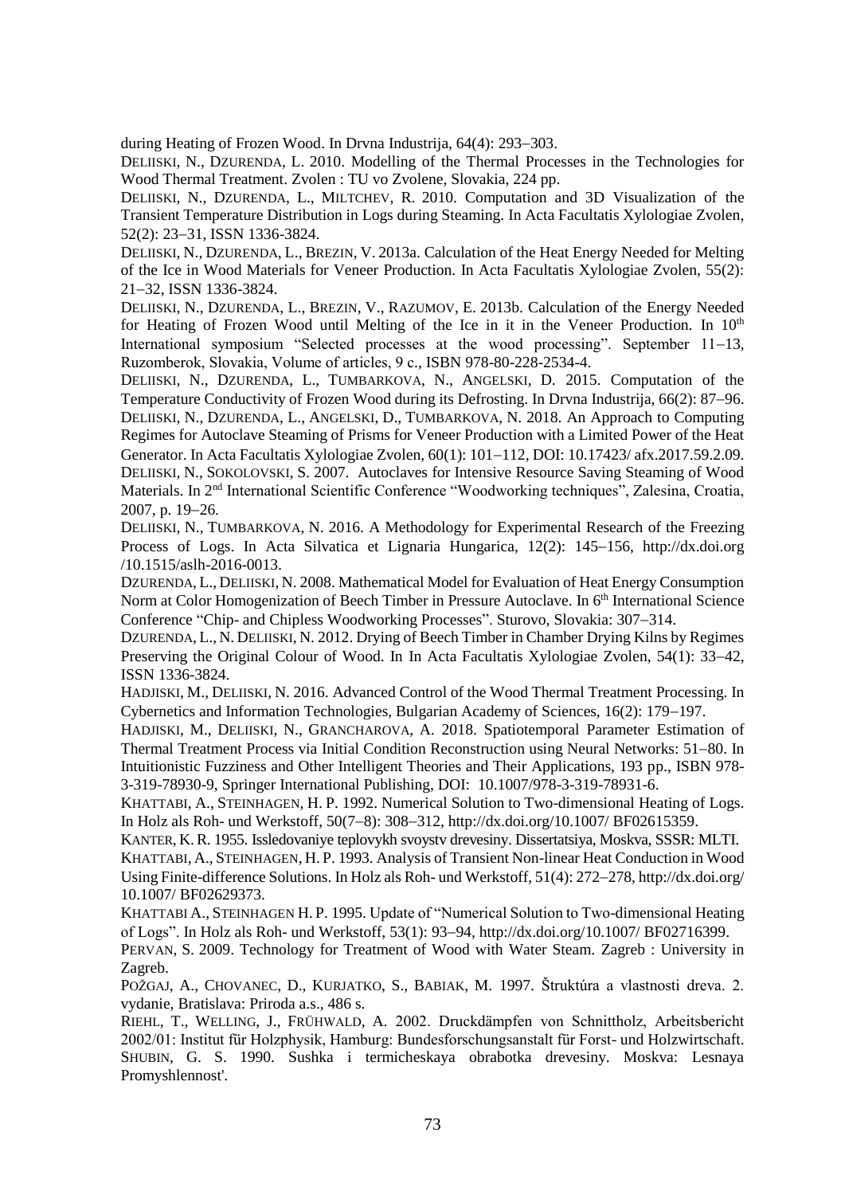during Heating of Frozen Wood. In Drvna Industrija, 64(4): 293–303.

DELIISKI, N., DZURENDA, L. 2010. Modelling of the Thermal Processes in the Technologies for Wood Thermal Treatment. Zvolen : TU vo Zvolene, Slovakia, 224 pp.

DELIISKI, N., DZURENDA, L., MILTCHEV, R. 2010. Computation and 3D Visualization of the Transient Temperature Distribution in Logs during Steaming. In Acta Facultatis Xylologiae Zvolen, 52(2): 23–31, ISSN 1336-3824.

DELIISKI, N., DZURENDA, L., BREZIN, V. 2013a. Calculation of the Heat Energy Needed for Melting of the Ice in Wood Materials for Veneer Production. In Acta Facultatis Xylologiae Zvolen, 55(2): 21–32, ISSN 1336-3824.

DELIISKI, N., DZURENDA, L., BREZIN, V., RAZUMOV, E. 2013b. Calculation of the Energy Needed for Heating of Frozen Wood until Melting of the Ice in it in the Veneer Production. In 10th International symposium "Selected processes at the wood processing". September 11–13, Ruzomberok, Slovakia, Volume of articles, 9 c., ISBN 978-80-228-2534-4.

DELIISKI, N., DZURENDA, L., TUMBARKOVA, N., ANGELSKI, D. 2015. Computation of the Temperature Conductivity of Frozen Wood during its Defrosting. In Drvna Industrija, 66(2): 87–96.

DELIISKI, N., DZURENDA, L., ANGELSKI, D., TUMBARKOVA, N. 2018. An Approach to Computing Regimes for Autoclave Steaming of Prisms for Veneer Production with a Limited Power of the Heat Generator. In Acta Facultatis Xylologiae Zvolen, 60(1): 101–112, DOI: 10.17423/ afx.2017.59.2.09.

DELIISKI, N., SOKOLOVSKI, S. 2007. Autoclaves for Intensive Resource Saving Steaming of Wood Materials. In 2nd International Scientific Conference "Woodworking techniques", Zalesina, Croatia, 2007, p. 19–26.

DELIISKI, N., TUMBARKOVA, N. 2016. A Methodology for Experimental Research of the Freezing Process of Logs. In Acta Silvatica et Lignaria Hungarica, 12(2): 145–156, http://dx.doi.org /10.1515/aslh-2016-0013.

DZURENDA, L., DELIISKI, N. 2008. Mathematical Model for Evaluation of Heat Energy Consumption Norm at Color Homogenization of Beech Timber in Pressure Autoclave. In 6th International Science Conference "Chip- and Chipless Woodworking Processes". Sturovo, Slovakia: 307–314.

DZURENDA, L., N. DELIISKI, N. 2012. Drying of Beech Timber in Chamber Drying Kilns by Regimes Preserving the Original Colour of Wood. In In Acta Facultatis Xylologiae Zvolen, 54(1): 33–42, ISSN 1336-3824.

HADJISKI, M., DELIISKI, N. 2016. Advanced Control of the Wood Thermal Treatment Processing. In Cybernetics and Information Technologies, Bulgarian Academy of Sciences, 16(2): 179–197.

HADJISKI, M., DELIISKI, N., GRANCHAROVA, A. 2018. Spatiotemporal Parameter Estimation of Thermal Treatment Process via Initial Condition Reconstruction using Neural Networks: 51–80. In Intuitionistic Fuzziness and Other Intelligent Theories and Their Applications, 193 pp., ISBN 978-3-319-78930-9, Springer International Publishing, DOI: 10.1007/978-3-319-78931-6.

KHATTABI, A., STEINHAGEN, H. P. 1992. Numerical Solution to Two-dimensional Heating of Logs. In Holz als Roh- und Werkstoff, 50(7–8): 308–312, http://dx.doi.org/10.1007/ BF02615359.

KANTER, K. R. 1955. Issledovaniye teplovykh svoystv drevesiny. Dissertatsiya, Moskva, SSSR: MLTI.

KHATTABI, A., STEINHAGEN, H. P. 1993. Analysis of Transient Non-linear Heat Conduction in Wood Using Finite-difference Solutions. In Holz als Roh- und Werkstoff, 51(4): 272–278, http://dx.doi.org/ 10.1007/ BF02629373.

KHATTABI A., STEINHAGEN H. P. 1995. Update of "Numerical Solution to Two-dimensional Heating of Logs". In Holz als Roh- und Werkstoff, 53(1): 93–94, http://dx.doi.org/10.1007/ BF02716399.

PERVAN, S. 2009. Technology for Treatment of Wood with Water Steam. Zagreb : University in Zagreb.

POŽGAJ, A., CHOVANEC, D., KURJATKO, S., BABIAK, M. 1997. Štruktúra a vlastnosti dreva. 2. vydanie, Bratislava: Priroda a.s., 486 s.

RIEHL, T., WELLING, J., FRÜHWALD, A. 2002. Druckdämpfen von Schnittholz, Arbeitsbericht 2002/01: Institut für Holzphysik, Hamburg: Bundesforschungsanstalt für Forst- und Holzwirtschaft.

SHUBIN, G. S. 1990. Sushka i termicheskaya obrabotka drevesiny. Moskva: Lesnaya Promyshlennost'.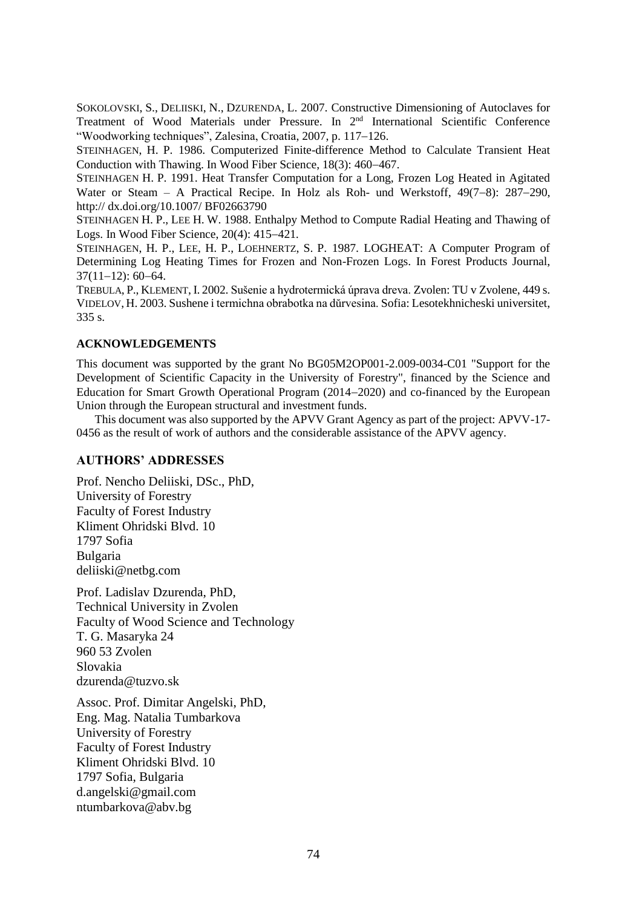SOKOLOVSKI, S., DELIISKI, N., DZURENDA, L. 2007. Constructive Dimensioning of Autoclaves for Treatment of Wood Materials under Pressure. In 2nd International Scientific Conference "Woodworking techniques", Zalesina, Croatia, 2007, p. 117–126.

STEINHAGEN, H. P. 1986. Computerized Finite-difference Method to Calculate Transient Heat Conduction with Thawing. In Wood Fiber Science, 18(3): 460–467.

STEINHAGEN H. P. 1991. Heat Transfer Computation for a Long, Frozen Log Heated in Agitated Water or Steam – A Practical Recipe. In Holz als Roh- und Werkstoff, 49(7–8): 287–290, http:// dx.doi.org/10.1007/ BF02663790

STEINHAGEN H. P., LEE H. W. 1988. Enthalpy Method to Compute Radial Heating and Thawing of Logs. In Wood Fiber Science, 20(4): 415–421.

STEINHAGEN, H. P., LEE, H. P., LOEHNERTZ, S. P. 1987. LOGHEAT: A Computer Program of Determining Log Heating Times for Frozen and Non-Frozen Logs. In Forest Products Journal, 37(11–12): 60–64.

TREBULA, P., KLEMENT, I. 2002. Sušenie a hydrotermická úprava dreva. Zvolen: TU v Zvolene, 449 s.

VIDELOV, H. 2003. Sushene i termichna obrabotka na dŭrvesina. Sofia: Lesotekhnicheski universitet, 335 s.

## ACKNOWLEDGEMENTS

This document was supported by the grant No BG05M2OP001-2.009-0034-C01 "Support for the Development of Scientific Capacity in the University of Forestry", financed by the Science and Education for Smart Growth Operational Program (2014–2020) and co-financed by the European Union through the European structural and investment funds.

This document was also supported by the APVV Grant Agency as part of the project: APVV-17-0456 as the result of work of authors and the considerable assistance of the APVV agency.

## AUTHORS' ADDRESSES

Prof. Nencho Deliiski, DSc., PhD,
University of Forestry
Faculty of Forest Industry
Kliment Ohridski Blvd. 10
1797 Sofia
Bulgaria
deliiski@netbg.com

Prof. Ladislav Dzurenda, PhD,
Technical University in Zvolen
Faculty of Wood Science and Technology
T. G. Masaryka 24
960 53 Zvolen
Slovakia
dzurenda@tuzvo.sk

Assoc. Prof. Dimitar Angelski, PhD,
Eng. Mag. Natalia Tumbarkova
University of Forestry
Faculty of Forest Industry
Kliment Ohridski Blvd. 10
1797 Sofia, Bulgaria
d.angelski@gmail.com
ntumbarkova@abv.bg